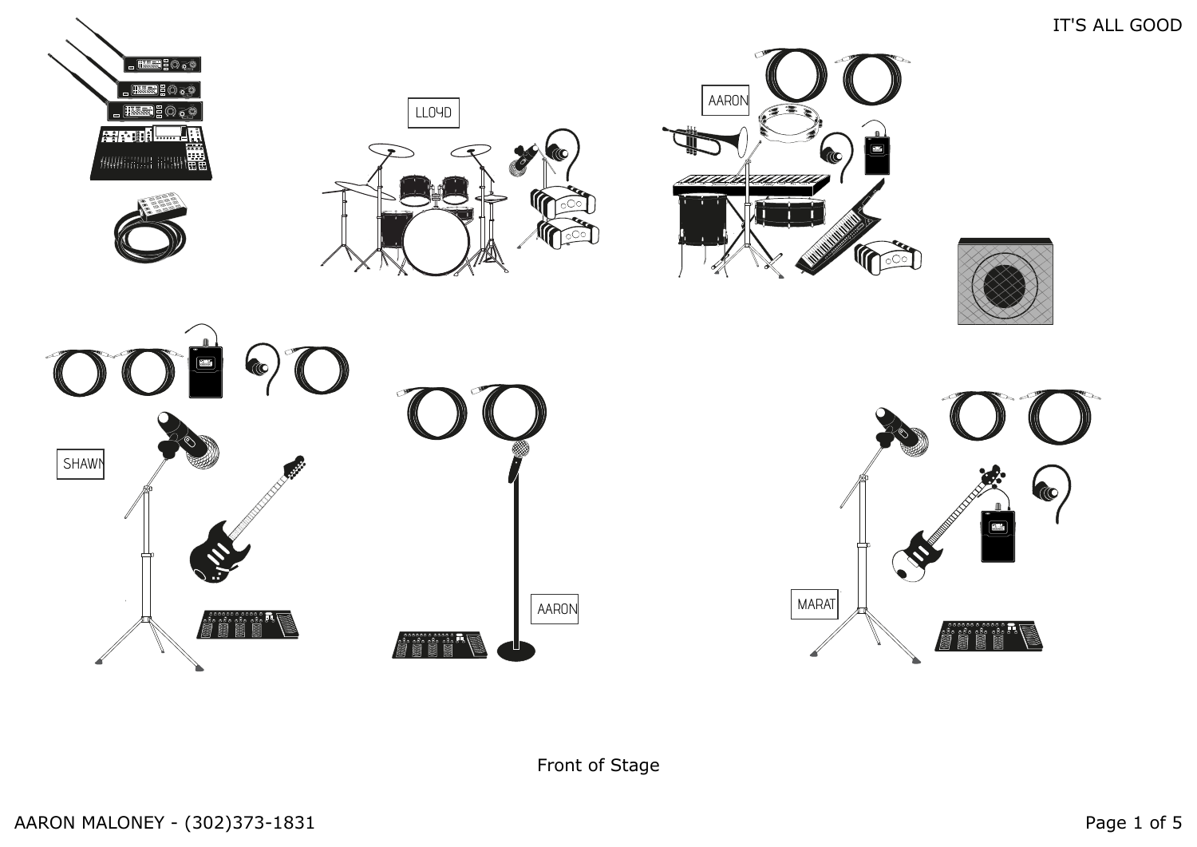IT'S ALL GOOD

LLOYD

AARON

SHAWN

AARON

MARAT

Front of Stage

AARON MALONEY - (302)373-1831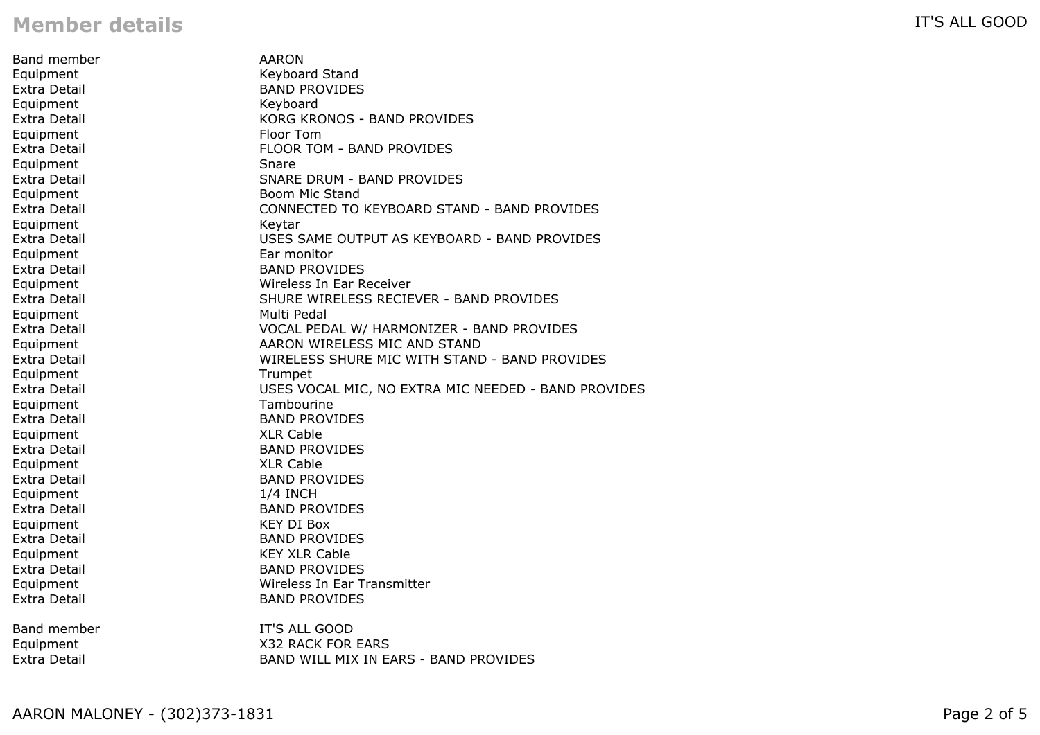## Member details

| | |
|---|---|
| Band member | AARON |
| Equipment | Keyboard Stand |
| Extra Detail | BAND PROVIDES |
| Equipment | Keyboard |
| Extra Detail | KORG KRONOS - BAND PROVIDES |
| Equipment | Floor Tom |
| Extra Detail | FLOOR TOM - BAND PROVIDES |
| Equipment | Snare |
| Extra Detail | SNARE DRUM - BAND PROVIDES |
| Equipment | Boom Mic Stand |
| Extra Detail | CONNECTED TO KEYBOARD STAND - BAND PROVIDES |
| Equipment | Keytar |
| Extra Detail | USES SAME OUTPUT AS KEYBOARD - BAND PROVIDES |
| Equipment | Ear monitor |
| Extra Detail | BAND PROVIDES |
| Equipment | Wireless In Ear Receiver |
| Extra Detail | SHURE WIRELESS RECIEVER - BAND PROVIDES |
| Equipment | Multi Pedal |
| Extra Detail | VOCAL PEDAL W/ HARMONIZER - BAND PROVIDES |
| Equipment | AARON WIRELESS MIC AND STAND |
| Extra Detail | WIRELESS SHURE MIC WITH STAND - BAND PROVIDES |
| Equipment | Trumpet |
| Extra Detail | USES VOCAL MIC, NO EXTRA MIC NEEDED - BAND PROVIDES |
| Equipment | Tambourine |
| Extra Detail | BAND PROVIDES |
| Equipment | XLR Cable |
| Extra Detail | BAND PROVIDES |
| Equipment | XLR Cable |
| Extra Detail | BAND PROVIDES |
| Equipment | 1/4 INCH |
| Extra Detail | BAND PROVIDES |
| Equipment | KEY DI Box |
| Extra Detail | BAND PROVIDES |
| Equipment | KEY XLR Cable |
| Extra Detail | BAND PROVIDES |
| Equipment | Wireless In Ear Transmitter |
| Extra Detail | BAND PROVIDES |

| | |
|---|---|
| Band member | IT'S ALL GOOD |
| Equipment | X32 RACK FOR EARS |
| Extra Detail | BAND WILL MIX IN EARS - BAND PROVIDES |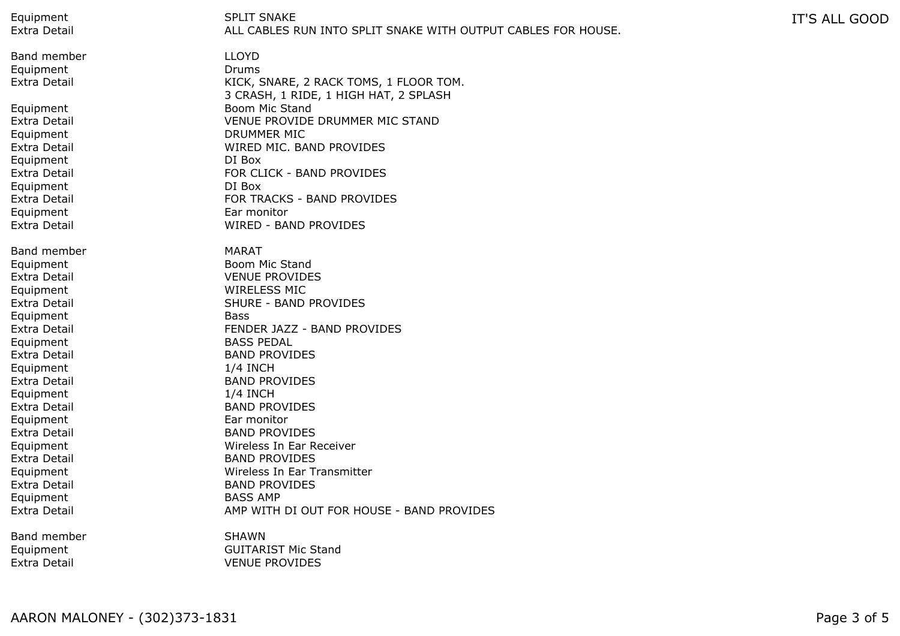| | |
|---|---|
| Equipment | SPLIT SNAKE |
| Extra Detail | ALL CABLES RUN INTO SPLIT SNAKE WITH OUTPUT CABLES FOR HOUSE. |
| | |
| Band member | LLOYD |
| Equipment | Drums |
| Extra Detail | KICK, SNARE, 2 RACK TOMS, 1 FLOOR TOM.<br>3 CRASH, 1 RIDE, 1 HIGH HAT, 2 SPLASH |
| Equipment | Boom Mic Stand |
| Extra Detail | VENUE PROVIDE DRUMMER MIC STAND |
| Equipment | DRUMMER MIC |
| Extra Detail | WIRED MIC. BAND PROVIDES |
| Equipment | DI Box |
| Extra Detail | FOR CLICK - BAND PROVIDES |
| Equipment | DI Box |
| Extra Detail | FOR TRACKS - BAND PROVIDES |
| Equipment | Ear monitor |
| Extra Detail | WIRED - BAND PROVIDES |
| | |
| Band member | MARAT |
| Equipment | Boom Mic Stand |
| Extra Detail | VENUE PROVIDES |
| Equipment | WIRELESS MIC |
| Extra Detail | SHURE - BAND PROVIDES |
| Equipment | Bass |
| Extra Detail | FENDER JAZZ - BAND PROVIDES |
| Equipment | BASS PEDAL |
| Extra Detail | BAND PROVIDES |
| Equipment | 1/4 INCH |
| Extra Detail | BAND PROVIDES |
| Equipment | 1/4 INCH |
| Extra Detail | BAND PROVIDES |
| Equipment | Ear monitor |
| Extra Detail | BAND PROVIDES |
| Equipment | Wireless In Ear Receiver |
| Extra Detail | BAND PROVIDES |
| Equipment | Wireless In Ear Transmitter |
| Extra Detail | BAND PROVIDES |
| Equipment | BASS AMP |
| Extra Detail | AMP WITH DI OUT FOR HOUSE - BAND PROVIDES |
| | |
| Band member | SHAWN |
| Equipment | GUITARIST Mic Stand |
| Extra Detail | VENUE PROVIDES |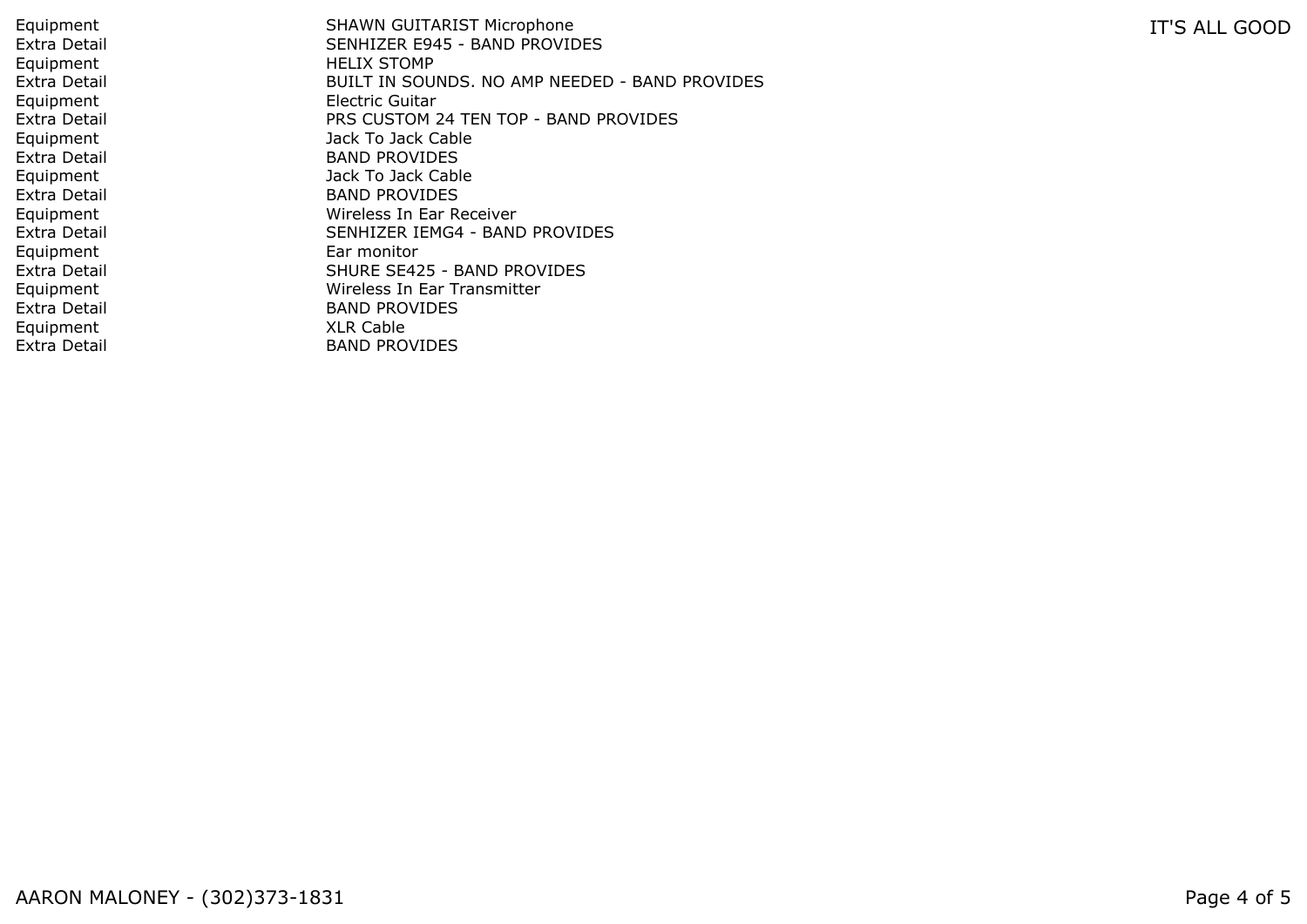| | |
|---|---|
| Equipment | SHAWN GUITARIST Microphone |
| Extra Detail | SENHIZER E945 - BAND PROVIDES |
| Equipment | HELIX STOMP |
| Extra Detail | BUILT IN SOUNDS. NO AMP NEEDED - BAND PROVIDES |
| Equipment | Electric Guitar |
| Extra Detail | PRS CUSTOM 24 TEN TOP - BAND PROVIDES |
| Equipment | Jack To Jack Cable |
| Extra Detail | BAND PROVIDES |
| Equipment | Jack To Jack Cable |
| Extra Detail | BAND PROVIDES |
| Equipment | Wireless In Ear Receiver |
| Extra Detail | SENHIZER IEMG4 - BAND PROVIDES |
| Equipment | Ear monitor |
| Extra Detail | SHURE SE425 - BAND PROVIDES |
| Equipment | Wireless In Ear Transmitter |
| Extra Detail | BAND PROVIDES |
| Equipment | XLR Cable |
| Extra Detail | BAND PROVIDES |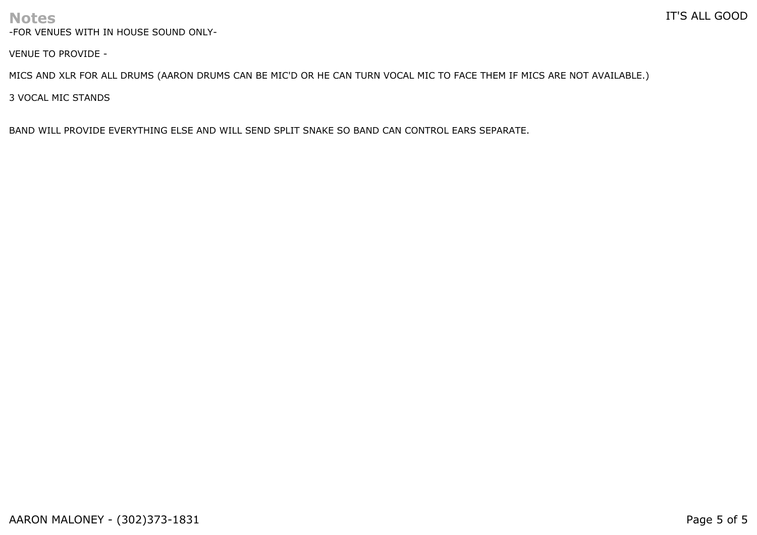# Notes

-FOR VENUES WITH IN HOUSE SOUND ONLY-

VENUE TO PROVIDE -

MICS AND XLR FOR ALL DRUMS (AARON DRUMS CAN BE MIC'D OR HE CAN TURN VOCAL MIC TO FACE THEM IF MICS ARE NOT AVAILABLE.)

3 VOCAL MIC STANDS

BAND WILL PROVIDE EVERYTHING ELSE AND WILL SEND SPLIT SNAKE SO BAND CAN CONTROL EARS SEPARATE.